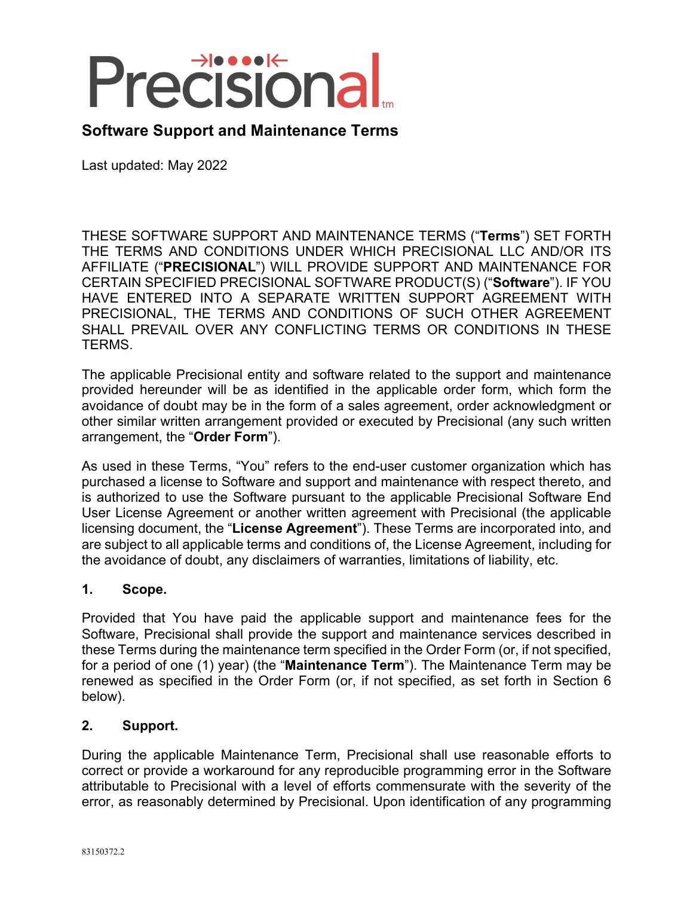# Precisional

## Software Support and Maintenance Terms

Last updated: May 2022

THESE SOFTWARE SUPPORT AND MAINTENANCE TERMS ("**Terms**") SET FORTH THE TERMS AND CONDITIONS UNDER WHICH PRECISIONAL LLC AND/OR ITS AFFILIATE ("**PRECISIONAL**") WILL PROVIDE SUPPORT AND MAINTENANCE FOR CERTAIN SPECIFIED PRECISIONAL SOFTWARE PRODUCT(S) ("**Software**"). IF YOU HAVE ENTERED INTO A SEPARATE WRITTEN SUPPORT AGREEMENT WITH PRECISIONAL, THE TERMS AND CONDITIONS OF SUCH OTHER AGREEMENT SHALL PREVAIL OVER ANY CONFLICTING TERMS OR CONDITIONS IN THESE TERMS.

The applicable Precisional entity and software related to the support and maintenance provided hereunder will be as identified in the applicable order form, which form the avoidance of doubt may be in the form of a sales agreement, order acknowledgment or other similar written arrangement provided or executed by Precisional (any such written arrangement, the "**Order Form**").

As used in these Terms, "You" refers to the end-user customer organization which has purchased a license to Software and support and maintenance with respect thereto, and is authorized to use the Software pursuant to the applicable Precisional Software End User License Agreement or another written agreement with Precisional (the applicable licensing document, the "**License Agreement**"). These Terms are incorporated into, and are subject to all applicable terms and conditions of, the License Agreement, including for the avoidance of doubt, any disclaimers of warranties, limitations of liability, etc.

### 1. Scope.

Provided that You have paid the applicable support and maintenance fees for the Software, Precisional shall provide the support and maintenance services described in these Terms during the maintenance term specified in the Order Form (or, if not specified, for a period of one (1) year) (the "**Maintenance Term**"). The Maintenance Term may be renewed as specified in the Order Form (or, if not specified, as set forth in Section 6 below).

### 2. Support.

During the applicable Maintenance Term, Precisional shall use reasonable efforts to correct or provide a workaround for any reproducible programming error in the Software attributable to Precisional with a level of efforts commensurate with the severity of the error, as reasonably determined by Precisional. Upon identification of any programming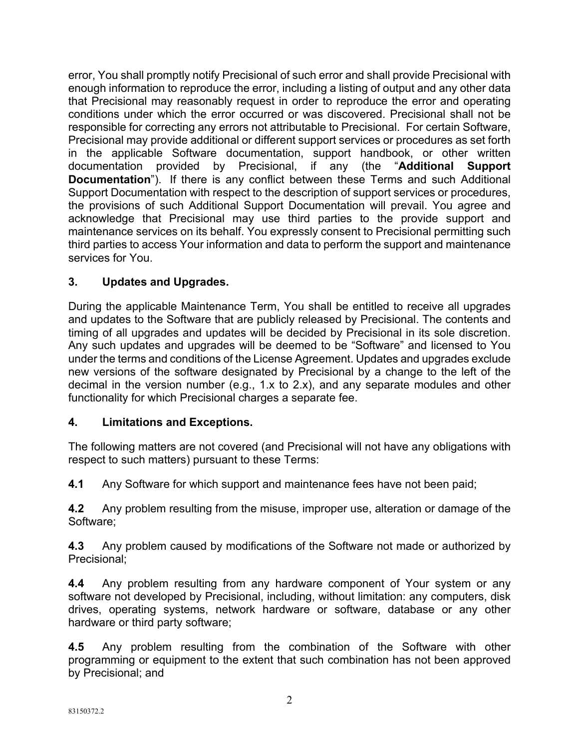error, You shall promptly notify Precisional of such error and shall provide Precisional with enough information to reproduce the error, including a listing of output and any other data that Precisional may reasonably request in order to reproduce the error and operating conditions under which the error occurred or was discovered. Precisional shall not be responsible for correcting any errors not attributable to Precisional. For certain Software, Precisional may provide additional or different support services or procedures as set forth in the applicable Software documentation, support handbook, or other written documentation provided by Precisional, if any (the "**Additional Support Documentation**"). If there is any conflict between these Terms and such Additional Support Documentation with respect to the description of support services or procedures, the provisions of such Additional Support Documentation will prevail. You agree and acknowledge that Precisional may use third parties to the provide support and maintenance services on its behalf. You expressly consent to Precisional permitting such third parties to access Your information and data to perform the support and maintenance services for You.

## 3. Updates and Upgrades.

During the applicable Maintenance Term, You shall be entitled to receive all upgrades and updates to the Software that are publicly released by Precisional. The contents and timing of all upgrades and updates will be decided by Precisional in its sole discretion. Any such updates and upgrades will be deemed to be "Software" and licensed to You under the terms and conditions of the License Agreement. Updates and upgrades exclude new versions of the software designated by Precisional by a change to the left of the decimal in the version number (e.g., 1.x to 2.x), and any separate modules and other functionality for which Precisional charges a separate fee.

## 4. Limitations and Exceptions.

The following matters are not covered (and Precisional will not have any obligations with respect to such matters) pursuant to these Terms:

**4.1** Any Software for which support and maintenance fees have not been paid;

**4.2** Any problem resulting from the misuse, improper use, alteration or damage of the Software;

**4.3** Any problem caused by modifications of the Software not made or authorized by Precisional;

**4.4** Any problem resulting from any hardware component of Your system or any software not developed by Precisional, including, without limitation: any computers, disk drives, operating systems, network hardware or software, database or any other hardware or third party software;

**4.5** Any problem resulting from the combination of the Software with other programming or equipment to the extent that such combination has not been approved by Precisional; and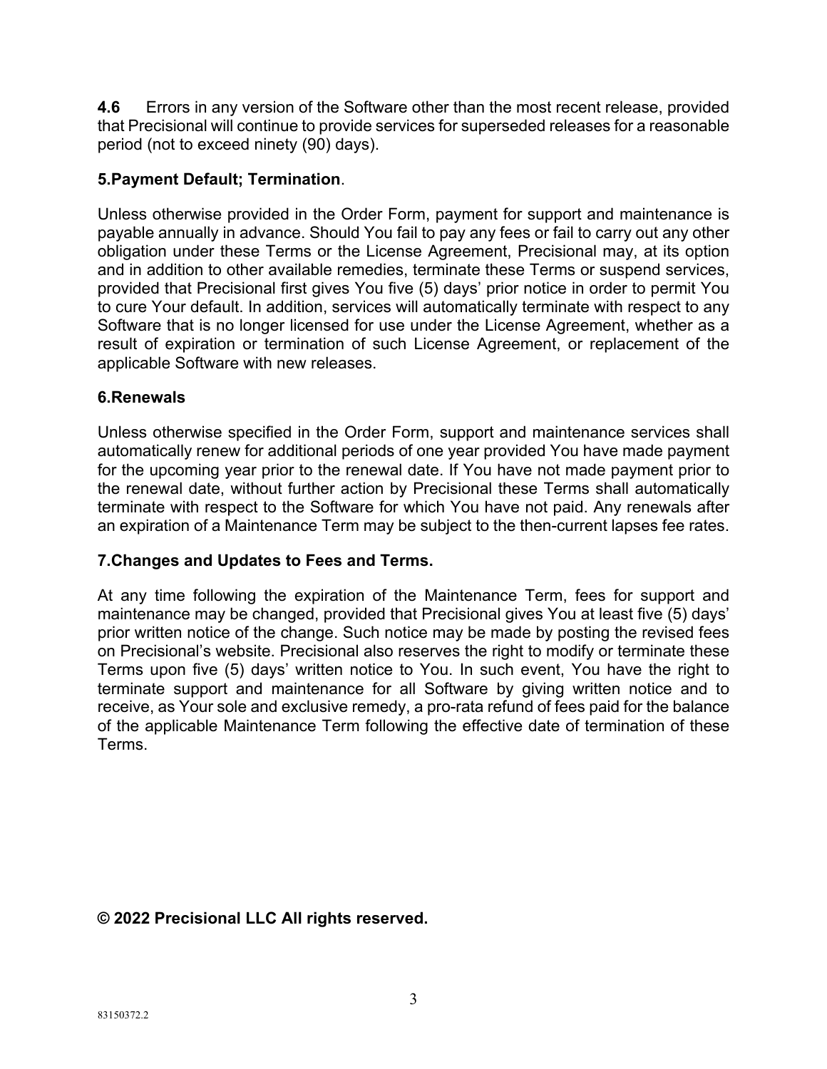**4.6** Errors in any version of the Software other than the most recent release, provided that Precisional will continue to provide services for superseded releases for a reasonable period (not to exceed ninety (90) days).

## 5.Payment Default; Termination.

Unless otherwise provided in the Order Form, payment for support and maintenance is payable annually in advance. Should You fail to pay any fees or fail to carry out any other obligation under these Terms or the License Agreement, Precisional may, at its option and in addition to other available remedies, terminate these Terms or suspend services, provided that Precisional first gives You five (5) days' prior notice in order to permit You to cure Your default. In addition, services will automatically terminate with respect to any Software that is no longer licensed for use under the License Agreement, whether as a result of expiration or termination of such License Agreement, or replacement of the applicable Software with new releases.

## 6.Renewals

Unless otherwise specified in the Order Form, support and maintenance services shall automatically renew for additional periods of one year provided You have made payment for the upcoming year prior to the renewal date. If You have not made payment prior to the renewal date, without further action by Precisional these Terms shall automatically terminate with respect to the Software for which You have not paid. Any renewals after an expiration of a Maintenance Term may be subject to the then-current lapses fee rates.

## 7.Changes and Updates to Fees and Terms.

At any time following the expiration of the Maintenance Term, fees for support and maintenance may be changed, provided that Precisional gives You at least five (5) days' prior written notice of the change. Such notice may be made by posting the revised fees on Precisional's website. Precisional also reserves the right to modify or terminate these Terms upon five (5) days' written notice to You. In such event, You have the right to terminate support and maintenance for all Software by giving written notice and to receive, as Your sole and exclusive remedy, a pro-rata refund of fees paid for the balance of the applicable Maintenance Term following the effective date of termination of these Terms.

**© 2022 Precisional LLC All rights reserved.**

83150372.2